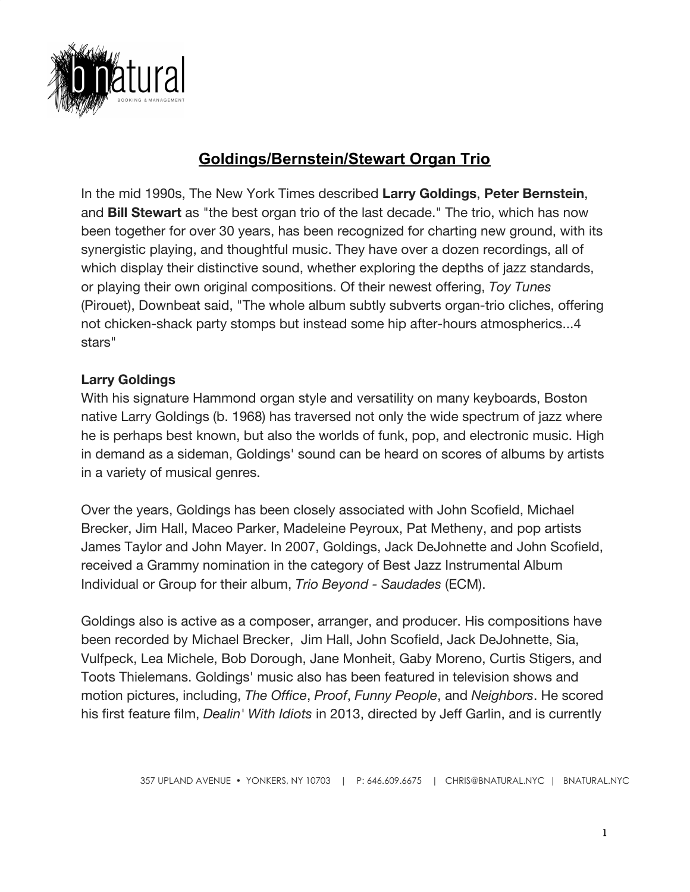# Goldings/Bernstein/Stewart Organ Trio

In the mid 1990s, The New York Times described **Larry Goldings**, **Peter Bernstein**, and **Bill Stewart** as "the best organ trio of the last decade." The trio, which has now been together for over 30 years, has been recognized for charting new ground, with its synergistic playing, and thoughtful music. They have over a dozen recordings, all of which display their distinctive sound, whether exploring the depths of jazz standards, or playing their own original compositions. Of their newest offering, *Toy Tunes* (Pirouet), Downbeat said, "The whole album subtly subverts organ-trio cliches, offering not chicken-shack party stomps but instead some hip after-hours atmospherics...4 stars"

**Larry Goldings**

With his signature Hammond organ style and versatility on many keyboards, Boston native Larry Goldings (b. 1968) has traversed not only the wide spectrum of jazz where he is perhaps best known, but also the worlds of funk, pop, and electronic music. High in demand as a sideman, Goldings' sound can be heard on scores of albums by artists in a variety of musical genres.

Over the years, Goldings has been closely associated with John Scofield, Michael Brecker, Jim Hall, Maceo Parker, Madeleine Peyroux, Pat Metheny, and pop artists James Taylor and John Mayer. In 2007, Goldings, Jack DeJohnette and John Scofield, received a Grammy nomination in the category of Best Jazz Instrumental Album Individual or Group for their album, *Trio Beyond - Saudades* (ECM).

Goldings also is active as a composer, arranger, and producer. His compositions have been recorded by Michael Brecker, Jim Hall, John Scofield, Jack DeJohnette, Sia, Vulfpeck, Lea Michele, Bob Dorough, Jane Monheit, Gaby Moreno, Curtis Stigers, and Toots Thielemans. Goldings' music also has been featured in television shows and motion pictures, including, *The Office*, *Proof*, *Funny People*, and *Neighbors*. He scored his first feature film, *Dealin' With Idiots* in 2013, directed by Jeff Garlin, and is currently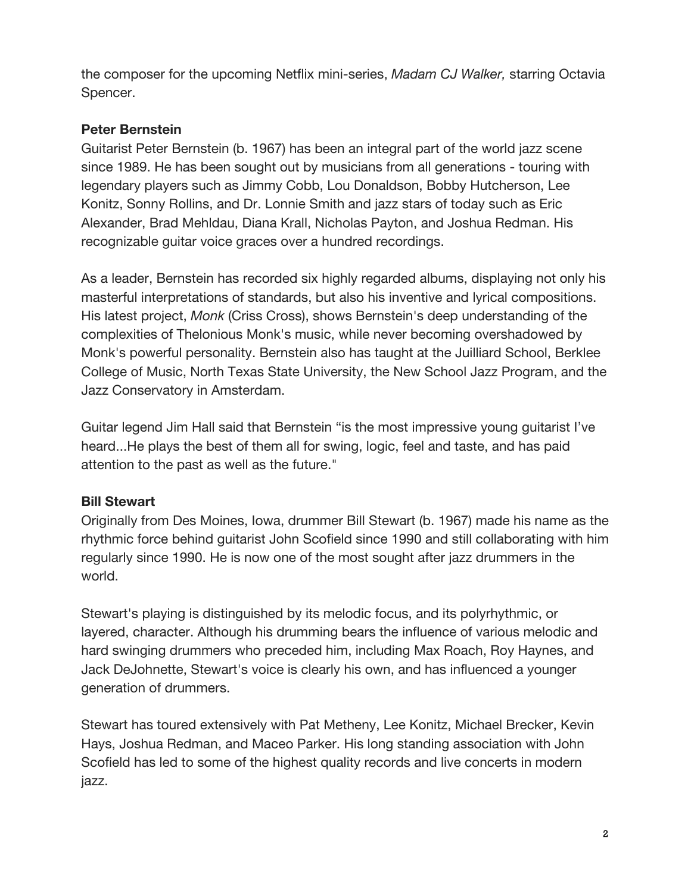the composer for the upcoming Netflix mini-series, *Madam CJ Walker,* starring Octavia Spencer.

**Peter Bernstein**

Guitarist Peter Bernstein (b. 1967) has been an integral part of the world jazz scene since 1989. He has been sought out by musicians from all generations - touring with legendary players such as Jimmy Cobb, Lou Donaldson, Bobby Hutcherson, Lee Konitz, Sonny Rollins, and Dr. Lonnie Smith and jazz stars of today such as Eric Alexander, Brad Mehldau, Diana Krall, Nicholas Payton, and Joshua Redman. His recognizable guitar voice graces over a hundred recordings.

As a leader, Bernstein has recorded six highly regarded albums, displaying not only his masterful interpretations of standards, but also his inventive and lyrical compositions. His latest project, *Monk* (Criss Cross), shows Bernstein's deep understanding of the complexities of Thelonious Monk's music, while never becoming overshadowed by Monk's powerful personality. Bernstein also has taught at the Juilliard School, Berklee College of Music, North Texas State University, the New School Jazz Program, and the Jazz Conservatory in Amsterdam.

Guitar legend Jim Hall said that Bernstein "is the most impressive young guitarist I've heard...He plays the best of them all for swing, logic, feel and taste, and has paid attention to the past as well as the future."

**Bill Stewart**

Originally from Des Moines, Iowa, drummer Bill Stewart (b. 1967) made his name as the rhythmic force behind guitarist John Scofield since 1990 and still collaborating with him regularly since 1990. He is now one of the most sought after jazz drummers in the world.

Stewart's playing is distinguished by its melodic focus, and its polyrhythmic, or layered, character. Although his drumming bears the influence of various melodic and hard swinging drummers who preceded him, including Max Roach, Roy Haynes, and Jack DeJohnette, Stewart's voice is clearly his own, and has influenced a younger generation of drummers.

Stewart has toured extensively with Pat Metheny, Lee Konitz, Michael Brecker, Kevin Hays, Joshua Redman, and Maceo Parker. His long standing association with John Scofield has led to some of the highest quality records and live concerts in modern jazz.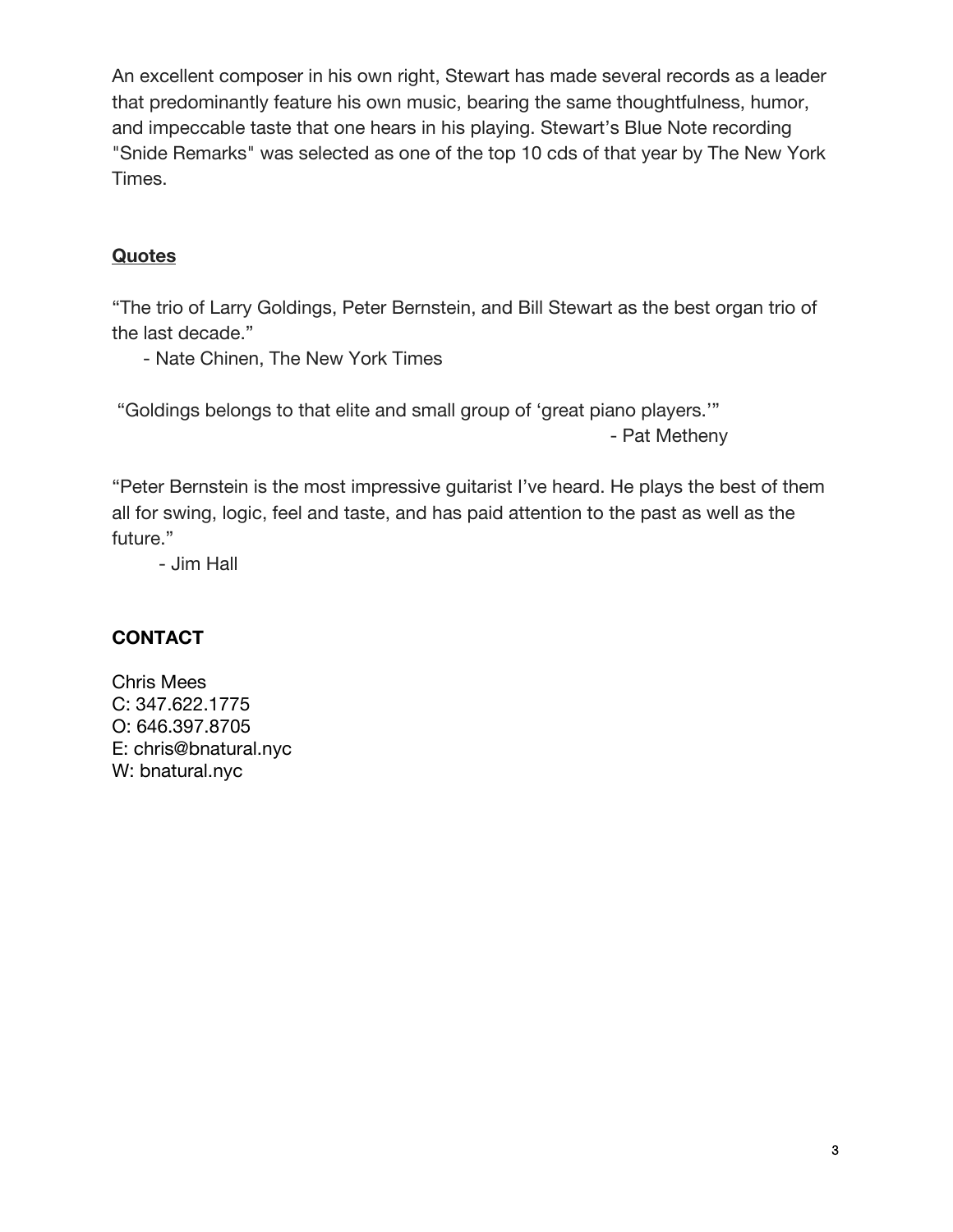An excellent composer in his own right, Stewart has made several records as a leader that predominantly feature his own music, bearing the same thoughtfulness, humor, and impeccable taste that one hears in his playing. Stewart's Blue Note recording "Snide Remarks" was selected as one of the top 10 cds of that year by The New York Times.

## <u>Quotes</u>

"The trio of Larry Goldings, Peter Bernstein, and Bill Stewart as the best organ trio of the last decade."

- Nate Chinen, The New York Times

"Goldings belongs to that elite and small group of 'great piano players.'"

- Pat Metheny

"Peter Bernstein is the most impressive guitarist I've heard. He plays the best of them all for swing, logic, feel and taste, and has paid attention to the past as well as the future."

- Jim Hall

## CONTACT

Chris Mees
C: 347.622.1775
O: 646.397.8705
E: chris@bnatural.nyc
W: bnatural.nyc